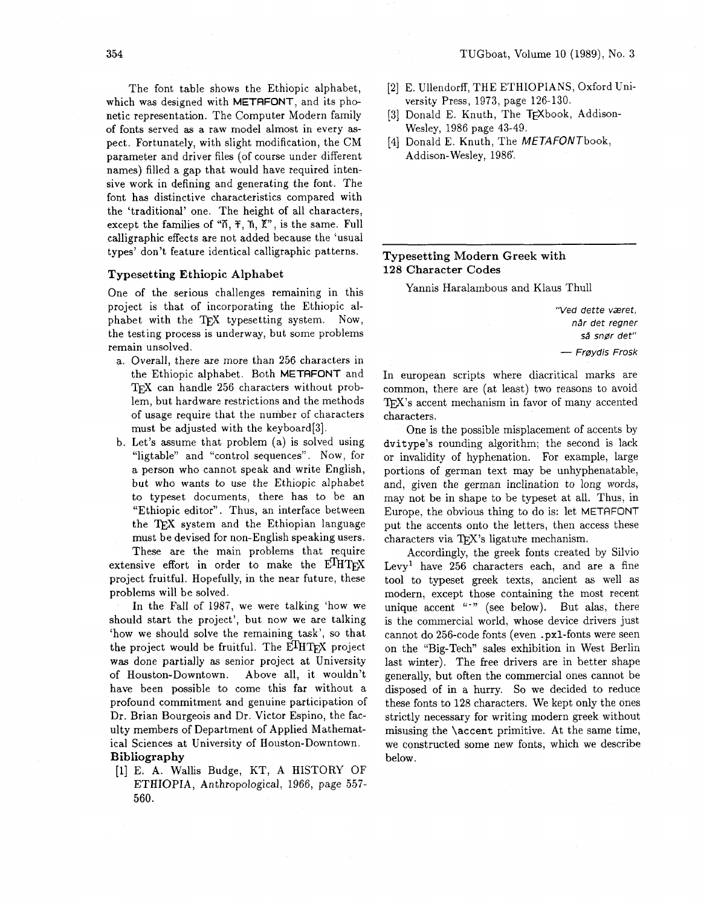The font table shows the Ethiopic alphabet, which was designed with METAFONT, and its phonetic representation. The Computer Modern family of fonts served as a raw model almost in every aspect. Fortunately, with slight modification, the CM parameter and driver files (of course under different names) filled a gap that would have required intensive work in defining and generating the font. The font has distinctive characteristics compared with the 'traditional' one. The height of all characters, except the families of "ኸ, ቸ, ኘ, ፕ", is the same. Full calligraphic effects are not added because the 'usual types' don't feature identical calligraphic patterns.

### Typesetting Ethiopic Alphabet

One of the serious challenges remaining in this project is that of incorporating the Ethiopic alphabet with the TEX typesetting system. Now, the testing process is underway, but some problems remain unsolved.

a. Overall, there are more than 256 characters in the Ethiopic alphabet. Both METAFONT and TEX can handle 256 characters without problem, but hardware restrictions and the methods of usage require that the number of characters must be adjusted with the keyboard[3].

b. Let's assume that problem (a) is solved using "ligtable" and "control sequences". Now, for a person who cannot speak and write English, but who wants to use the Ethiopic alphabet to typeset documents, there has to be an "Ethiopic editor". Thus, an interface between the TEX system and the Ethiopian language must be devised for non-English speaking users.

These are the main problems that require extensive effort in order to make the ETHTEX project fruitful. Hopefully, in the near future, these problems will be solved.

In the Fall of 1987, we were talking 'how we should start the project', but now we are talking 'how we should solve the remaining task', so that the project would be fruitful. The ETHTEX project was done partially as senior project at University of Houston-Downtown. Above all, it wouldn't have been possible to come this far without a profound commitment and genuine participation of Dr. Brian Bourgeois and Dr. Victor Espino, the faculty members of Department of Applied Mathematical Sciences at University of Houston-Downtown.

### Bibliography

[1] E. A. Wallis Budge, KT, A HISTORY OF ETHIOPIA, Anthropological, 1966, page 557-560.

[2] E. Ullendorff, THE ETHIOPIANS, Oxford University Press, 1973, page 126-130.

[3] Donald E. Knuth, The TEXbook, Addison-Wesley, 1986 page 43-49.

[4] Donald E. Knuth, The *METAFONTbook*, Addison-Wesley, 1986.

---

## Typesetting Modern Greek with 128 Character Codes

Yannis Haralambous and Klaus Thull

> *"Ved dette været,*
> *når det regner*
> *så snør det"*
> — *Frøydis Frosk*

In european scripts where diacritical marks are common, there are (at least) two reasons to avoid TEX's accent mechanism in favor of many accented characters.

One is the possible misplacement of accents by `dvitype`'s rounding algorithm; the second is lack or invalidity of hyphenation. For example, large portions of german text may be unhyphenatable, and, given the german inclination to long words, may not be in shape to be typeset at all. Thus, in Europe, the obvious thing to do is: let METAFONT put the accents onto the letters, then access these characters via TEX's ligature mechanism.

Accordingly, the greek fonts created by Silvio Levy[1] have 256 characters each, and are a fine tool to typeset greek texts, ancient as well as modern, except those containing the most recent unique accent "·" (see below). But alas, there is the commercial world, whose device drivers just cannot do 256-code fonts (even `.pxl`-fonts were seen on the "Big-Tech" sales exhibition in West Berlin last winter). The free drivers are in better shape generally, but often the commercial ones cannot be disposed of in a hurry. So we decided to reduce these fonts to 128 characters. We kept only the ones strictly necessary for writing modern greek without misusing the `\accent` primitive. At the same time, we constructed some new fonts, which we describe below.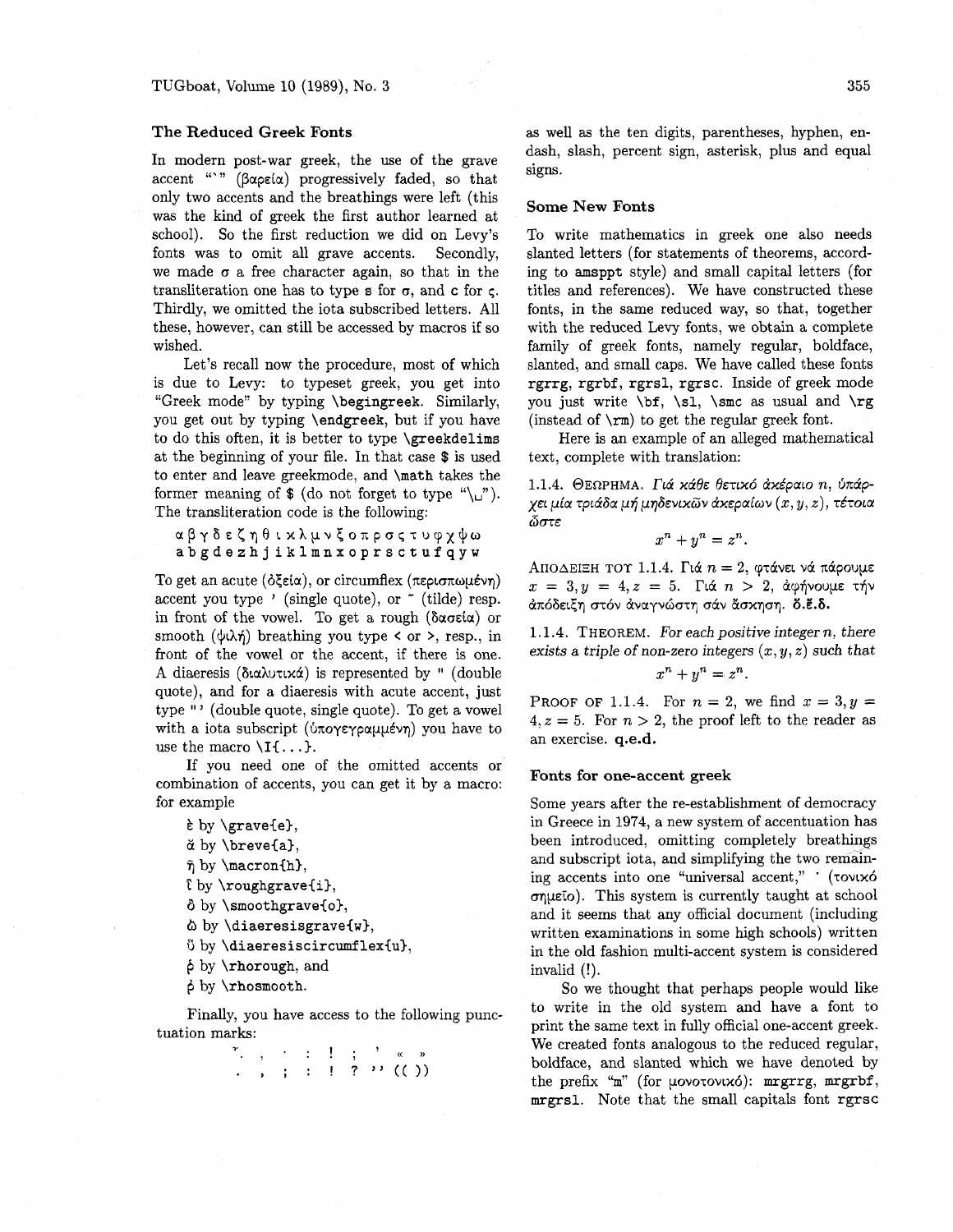### The Reduced Greek Fonts

In modern post-war greek, the use of the grave accent "`" (βαρεία) progressively faded, so that only two accents and the breathings were left (this was the kind of greek the first author learned at school). So the first reduction we did on Levy's fonts was to omit all grave accents. Secondly, we made σ a free character again, so that in the transliteration one has to type `s` for σ, and `c` for ς. Thirdly, we omitted the iota subscribed letters. All these, however, can still be accessed by macros if so wished.

Let's recall now the procedure, most of which is due to Levy: to typeset greek, you get into "Greek mode" by typing `\begingreek`. Similarly, you get out by typing `\endgreek`, but if you have to do this often, it is better to type `\greekdelims` at the beginning of your file. In that case `$` is used to enter and leave greekmode, and `\math` takes the former meaning of `$` (do not forget to type "`\␣`"). The transliteration code is the following:

```
α β γ δ ε ζ η θ ι κ λ μ ν ξ ο π ρ σ ς τ υ φ χ ψ ω
a b g d e z h j i k l m n x o p r s c t u f q y w
```

To get an acute (ὀξεία), or circumflex (περισπωμένη) accent you type `'` (single quote), or `~` (tilde) resp. in front of the vowel. To get a rough (δασεία) or smooth (ψιλή) breathing you type `<` or `>`, resp., in front of the vowel or the accent, if there is one. A diaeresis (διαλυτικά) is represented by `"` (double quote), and for a diaeresis with acute accent, just type `"'` (double quote, single quote). To get a vowel with a iota subscript (ὑπογεγραμμένη) you have to use the macro `\I{...}`.

If you need one of the omitted accents or combination of accents, you can get it by a macro: for example

- ὲ by `\grave{e}`,
- ᾰ by `\breve{a}`,
- η̄ by `\macron{h}`,
- ἳ by `\roughgrave{i}`,
- ὂ by `\smoothgrave{o}`,
- ῒ by `\diaeresisgrave{w}`,
- ῧ by `\diaeresiscircumflex{u}`,
- ῥ by `\rhorough`, and
- ῤ by `\rhosmooth`.

Finally, you have access to the following punctuation marks:

```
·  ,  ·  :  !  ;  ’  «  »
.  ,  ;  :  !  ?  ’’ (( ))
```

as well as the ten digits, parentheses, hyphen, en-dash, slash, percent sign, asterisk, plus and equal signs.

### Some New Fonts

To write mathematics in greek one also needs slanted letters (for statements of theorems, according to `amsppt` style) and small capital letters (for titles and references). We have constructed these fonts, in the same reduced way, so that, together with the reduced Levy fonts, we obtain a complete family of greek fonts, namely regular, boldface, slanted, and small caps. We have called these fonts `rgrrg`, `rgrbf`, `rgrsl`, `rgrsc`. Inside of greek mode you just write `\bf`, `\sl`, `\smc` as usual and `\rg` (instead of `\rm`) to get the regular greek font.

Here is an example of an alleged mathematical text, complete with translation:

1.1.4. ΘΕΩΡΗΜΑ. *Γιά κάθε θετικό ἀκέραιο n, ὑπάρχει μία τριάδα μή μηδενικῶν ἀκεραίων $(x, y, z)$, τέτοια ὥστε*

$$x^n + y^n = z^n.$$

ΑΠΟΔΕΙΞΗ ΤΟΥ 1.1.4. Γιά $n = 2$, φτάνει νά πάρουμε $x = 3, y = 4, z = 5$. Γιά $n > 2$, ἀφήνουμε τήν ἀπόδειξη στόν ἀναγνώστη σάν ἄσκηση. **ὅ.ἔ.δ.**

1.1.4. THEOREM. *For each positive integer n, there exists a triple of non-zero integers $(x, y, z)$ such that*

$$x^n + y^n = z^n.$$

PROOF OF 1.1.4. For $n = 2$, we find $x = 3, y = 4, z = 5$. For $n > 2$, the proof left to the reader as an exercise. **q.e.d.**

### Fonts for one-accent greek

Some years after the re-establishment of democracy in Greece in 1974, a new system of accentuation has been introduced, omitting completely breathings and subscript iota, and simplifying the two remaining accents into one "universal accent," ΄ (τονικό σημεῖο). This system is currently taught at school and it seems that any official document (including written examinations in some high schools) written in the old fashion multi-accent system is considered invalid (!).

So we thought that perhaps people would like to write in the old system and have a font to print the same text in fully official one-accent greek. We created fonts analogous to the reduced regular, boldface, and slanted which we have denoted by the prefix "`m`" (for μονοτονικό): `mrgrrg`, `mrgrbf`, `mrgrsl`. Note that the small capitals font `rgrsc`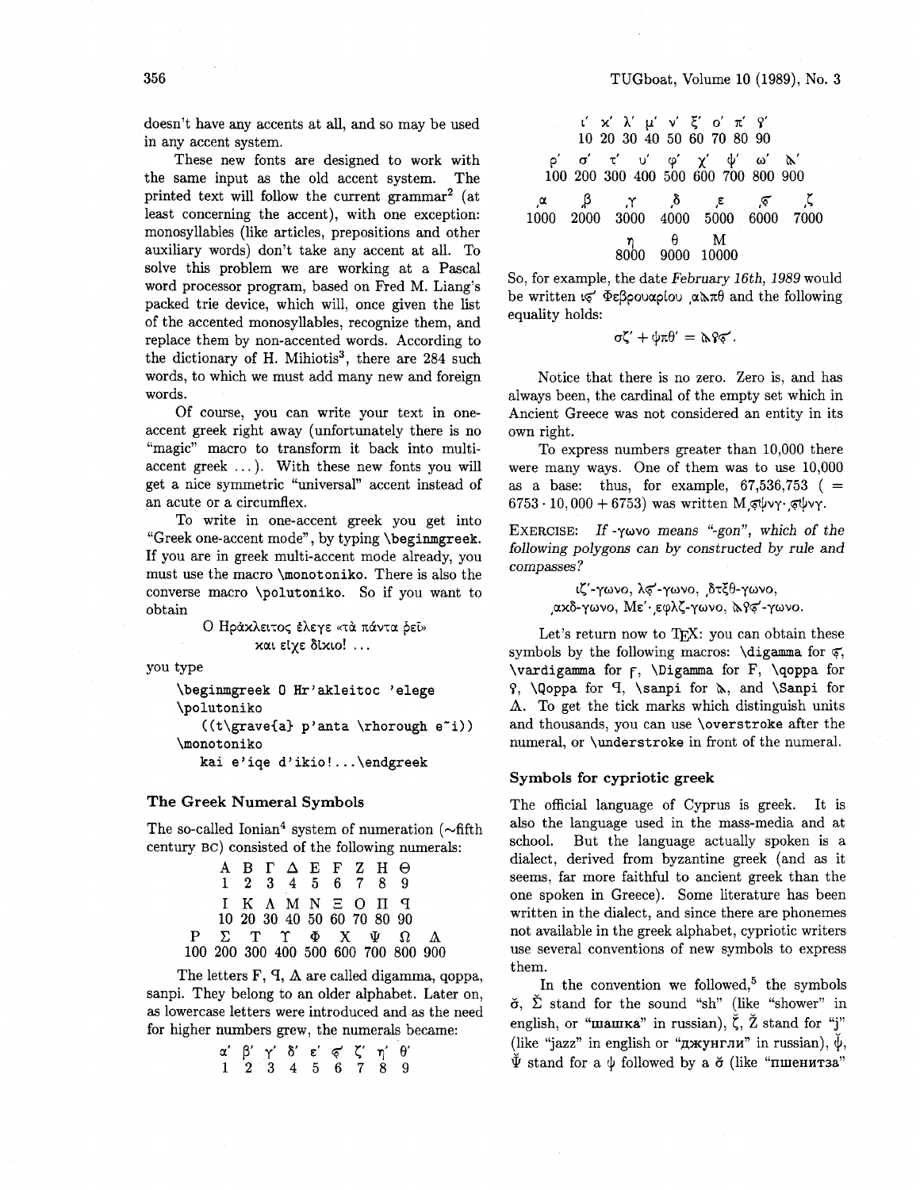doesn't have any accents at all, and so may be used in any accent system.

These new fonts are designed to work with the same input as the old accent system. The printed text will follow the current grammar[2] (at least concerning the accent), with one exception: monosyllables (like articles, prepositions and other auxiliary words) don't take any accent at all. To solve this problem we are working at a Pascal word processor program, based on Fred M. Liang's packed trie device, which will, once given the list of the accented monosyllables, recognize them, and replace them by non-accented words. According to the dictionary of H. Mihiotis[3], there are 284 such words, to which we must add many new and foreign words.

Of course, you can write your text in one-accent greek right away (unfortunately there is no "magic" macro to transform it back into multi-accent greek ...). With these new fonts you will get a nice symmetric "universal" accent instead of an acute or a circumflex.

To write in one-accent greek you get into "Greek one-accent mode", by typing `\beginmgreek`. If you are in greek multi-accent mode already, you must use the macro `\monotoniko`. There is also the converse macro `\polutoniko`. So if you want to obtain

> Ο Ηράκλειτος έλεγε «τὰ πάντα ῥεῖ» και είχε δίκιο! ...

you type

```
\beginmgreek O Hr'akleitoc 'elege
\polutoniko
   ((t\grave{a} p'anta \rhorough e~i))
\monotoniko
   kai e'iqe d'ikio!...\endgreek
```

## The Greek Numeral Symbols

The so-called Ionian[4] system of numeration (~fifth century BC) consisted of the following numerals:

| Α | Β | Γ | Δ | Ε | Ϝ | Ζ | Η | Θ |
|---|---|---|---|---|---|---|---|---|
| 1 | 2 | 3 | 4 | 5 | 6 | 7 | 8 | 9 |
| Ι | Κ | Λ | Μ | Ν | Ξ | Ο | Π | Ϙ |
| 10 | 20 | 30 | 40 | 50 | 60 | 70 | 80 | 90 |
| Ρ | Σ | Τ | Υ | Φ | Χ | Ψ | Ω | Ϡ |
| 100 | 200 | 300 | 400 | 500 | 600 | 700 | 800 | 900 |

The letters Ϝ, Ϙ, Ϡ are called digamma, qoppa, sanpi. They belong to an older alphabet. Later on, as lowercase letters were introduced and as the need for higher numbers grew, the numerals became:

| α′ | β′ | γ′ | δ′ | ε′ | ϛ′ | ζ′ | η′ | θ′ |
|---|---|---|---|---|---|---|---|---|
| 1 | 2 | 3 | 4 | 5 | 6 | 7 | 8 | 9 |
| ι′ | κ′ | λ′ | μ′ | ν′ | ξ′ | ο′ | π′ | ϟ′ |
| 10 | 20 | 30 | 40 | 50 | 60 | 70 | 80 | 90 |
| ρ′ | σ′ | τ′ | υ′ | φ′ | χ′ | ψ′ | ω′ | ϡ′ |
| 100 | 200 | 300 | 400 | 500 | 600 | 700 | 800 | 900 |
| ͵α | ͵β | ͵γ | ͵δ | ͵ε | ͵ϛ | ͵ζ | ͵η | ͵θ |
| 1000 | 2000 | 3000 | 4000 | 5000 | 6000 | 7000 | 8000 | 9000 |
| Μ | | | | | | | | |
| 10000 | | | | | | | | |

So, for example, the date *February 16th, 1989* would be written ιϛ′ Φεβρουαρίου ͵αϡπθ and the following equality holds:

$$\sigma\zeta' + \psi\pi\theta' = \text{ϡϟϛ}'.$$

Notice that there is no zero. Zero is, and has always been, the cardinal of the empty set which in Ancient Greece was not considered an entity in its own right.

To express numbers greater than 10,000 there were many ways. One of them was to use 10,000 as a base: thus, for example, 67,536,753 ( $= 6753 \cdot 10,000 + 6753$) was written Μ͵ϛψνγ·͵ϛψνγ.

**Exercise:** *If -γωνο means "-gon", which of the following polygons can by constructed by rule and compasses?*

> ιζ′-γωνο, λϛ′-γωνο, ͵δτξθ-γωνο, ͵αχδ-γωνο, Με′·͵εφλζ-γωνο, ϡϟϛ′-γωνο.

Let's return now to TeX: you can obtain these symbols by the following macros: `\digamma` for ϛ, `\vardigamma` for ϝ, `\Digamma` for Ϝ, `\qoppa` for ϟ, `\Qoppa` for Ϙ, `\sanpi` for ϡ, and `\Sanpi` for Ϡ. To get the tick marks which distinguish units and thousands, you can use `\overstroke` after the numeral, or `\understroke` in front of the numeral.

## Symbols for cypriotic greek

The official language of Cyprus is greek. It is also the language used in the mass-media and at school. But the language actually spoken is a dialect, derived from byzantine greek (and as it seems, far more faithful to ancient greek than the one spoken in Greece). Some literature has been written in the dialect, and since there are phonemes not available in the greek alphabet, cypriotic writers use several conventions of new symbols to express them.

In the convention we followed,[5] the symbols σ̆, Σ̆ stand for the sound "sh" (like "shower" in english, or "шашка" in russian), ζ̆, Ž stand for "j" (like "jazz" in english or "джунгли" in russian), ψ̆, Ψ̆ stand for a ψ followed by a σ̆ (like "пшенитза"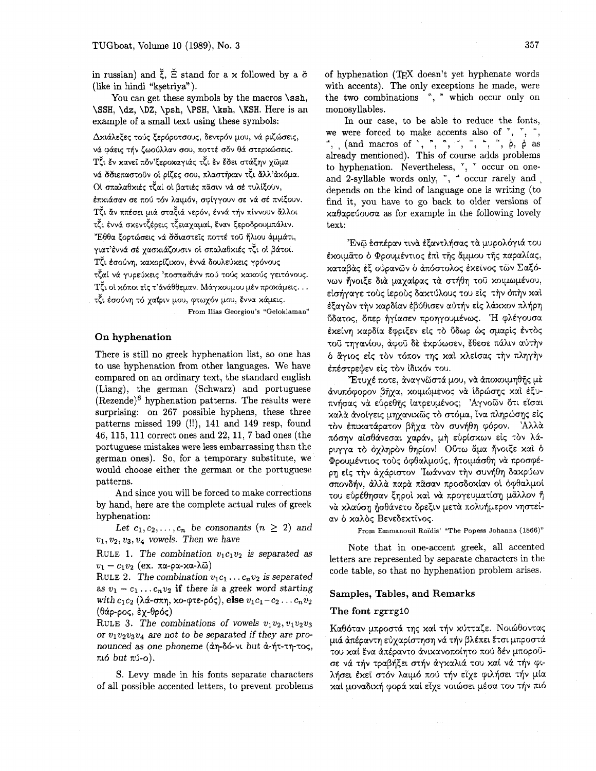in russian) and ξ̆, Ξ̆ stand for a χ followed by a σ̆ (like in hindi "kṣetriya").

You can get these symbols by the macros \ssh, \SSH, \dz, \DZ, \psh, \PSH, \ksh, \KSH. Here is an example of a small text using these symbols:

Δχιάλεξες τούς ξερόροτσους, δεντρόν μου, νά ριζώσεις,
νά φάεις τήν ζωούλλαν σου, ποττέ σόν θά στερκώσεις.
Τζ̆ι ἔν χανεῖ πόν'ξεροχαγιάς τζ̆ι ἔν ἔδει στάξην χῶμα
νά σ̆σ̆ιεπαστοῦν οἱ ρίζες σου, πλαστῆχαν τζ̆ι ἄλλ'ἀκόμα.
Οἱ σπαλαθκιές τζ̆αί οἱ βατιές πᾶσιν νά σέ τυλίξουν,
ἐπκιάσαν σε πού τόν λαιμόν, σφίγγουν σε νά σέ πνίξουν.
Τζ̆ι ἄν ππέσει μιά σταξ̆ιά νερόν, ἐννά τήν πίννουν ἄλλοι
τζ̆ι ἐννά σχεντζ̆έρεις τζ̆ειαχαμαί, ἔναν ξεροδρουμπάλιν.
Ἔθθα ζορτώσεις νά σ̆σ̆ιαστεῖς ποττέ τοῦ ἥλιου ἀμμάτι,
γιατ'ἐννά σέ χασκιάζουσιν οἱ σπαλαθκιές τζ̆ι οἱ βάτοι.
Τζ̆ι ἐσούνη, κακορίζικον, ἐννά δουλεύκεις γρόνους
τζ̆αί νά γυρεύκεις 'ποσπαδιάν πού τούς κακούς γειτόνους.
Τζ̆ι οἱ κόποι εἰς τ'ἀνάθθεμαν. Μάγκουμου μέν προκάμεις...
τζ̆ι ἐσούνη τό χαΐριν μου, φτωχόν μου, ἔννα κάμεις.

From Ilias Georgiou's "Geloklaman"

## On hyphenation

There is still no greek hyphenation list, so one has to use hyphenation from other languages. We have compared on an ordinary text, the standard english (Liang), the german (Schwarz) and portuguese (Rezende)[6] hyphenation patterns. The results were surprising: on 267 possible hyphens, these three patterns missed 199 (!!), 141 and 149 resp, found 46, 115, 111 correct ones and 22, 11, 7 bad ones (the portuguese mistakes were less embarrassing than the german ones). So, for a temporary substitute, we would choose either the german or the portuguese patterns.

And since you will be forced to make corrections by hand, here are the complete actual rules of greek hyphenation:

*Let $c_1, c_2, \ldots, c_n$ be consonants ($n \geq 2$) and $v_1, v_2, v_3, v_4$ vowels. Then we have*

RULE 1. *The combination $v_1c_1v_2$ is separated as $v_1 - c_1v_2$* (ex. πα-ρα-κα-λῶ)

RULE 2. *The combination $v_1c_1 \ldots c_nv_2$ is separated as $v_1 - c_1 \ldots c_nv_2$* **if** *there is a greek word starting with $c_1c_2$* (λά-σπη, κο-φτε-ρός), **else** $v_1c_1 - c_2 \ldots c_nv_2$ (θάρ-ρος, ἐχ-θρός)

RULE 3. *The combinations of vowels $v_1v_2, v_1v_2v_3$ or $v_1v_2v_3v_4$ are not to be separated if they are pronounced as one phoneme* (ἀη-δό-νι *but* ἀ-ήτ-τη-τος, πιό *but* πύ-ο).

S. Levy made in his fonts separate characters of all possible accented letters, to prevent problems of hyphenation (TeX doesn't yet hyphenate words with accents). The only exceptions he made, were the two combinations ῟, ῞ which occur only on monosyllables.

In our case, to be able to reduce the fonts, we were forced to make accents also of ῎, ῏, ῍, ῝, ͺ (and macros of ᾿, ῾, ῀, ˘, ¯, ῞, ῟, ῤ, ῥ as already mentioned). This of course adds problems to hyphenation. Nevertheless, ῎, ῞ occur on one- and 2-syllable words only, ῍, ῝ occur rarely and ͺ depends on the kind of language one is writing (to find it, you have to go back to older versions of καθαρεύουσα as for example in the following lovely text:

Ἑνῷ ἑσπέραν τινὰ ἐξαντλήσας τὰ μυρολόγιά του ἐκοιμᾶτο ὁ Φρουμέντιος ἐπὶ τῆς ἄμμου τῆς παραλίας, καταβὰς ἐξ οὐρανῶν ὁ ἀπόστολος ἐκεῖνος τῶν Σαξόνων ἤνοιξε διὰ μαχαίρας τὰ στήθη τοῦ κοιμωμένου, εἰσήγαγε τοὺς ἱεροὺς δακτύλους του εἰς τὴν ὀπὴν καὶ ἐξαγὼν τὴν καρδίαν ἐβύθισεν αὐτὴν εἰς λάκκον πλήρη ὕδατος, ὅπερ ἡγίασεν προηγουμένως. Ἡ φλέγουσα ἐκείνη καρδία ἔφριξεν εἰς τὸ ὕδωρ ὡς σμαρὶς ἐντὸς τοῦ τηγανίου, ἀφοῦ δὲ ἐκρύωσεν, ἔθεσε πάλιν αὐτὴν ὁ ἅγιος εἰς τὸν τόπον της καὶ κλείσας τὴν πληγὴν ἐπέστρεψεν εἰς τὸν ἰδικόν του.

Ἔτυχέ ποτε, ἀναγνῶστά μου, νὰ ἀποκοιμηθῇς μὲ ἀνυπόφορον βῆχα, κοιμώμενος νὰ ἱδρώσῃς καὶ ἐξυπνήσας νὰ εὑρεθῇς ἰατρευμένος; Ἀγνοῶν ὅτι εἶσαι καλὰ ἀνοίγεις μηχανικῶς τὸ στόμα, ἵνα πληρώσῃς εἰς τὸν ἐπικατάρατον βῆχα τὸν συνήθη φόρον. Ἀλλὰ πόσην αἰσθάνεσαι χαράν, μὴ εὑρίσκων εἰς τὸν λάρυγγα τὸ ὀχληρὸν θηρίον! Οὕτω ἅμα ἤνοιξε καὶ ὁ Φρουμέντιος τοὺς ὀφθαλμούς, ἡτοιμάσθη νὰ προσφέρῃ εἰς τὴν ἀχάριστον Ἰωάνναν τὴν συνήθη δακρύων σπονδήν, ἀλλὰ παρὰ πᾶσαν προσδοκίαν οἱ ὀφθαλμοί του εὑρέθησαν ξηροὶ καὶ νὰ προγευματίσῃ μᾶλλον ἢ νὰ κλαύσῃ ἠσθάνετο ὄρεξιν μετὰ πολυήμερον νηστείαν ὁ καλὸς Βενεδεκτῖνος.

From Emmanouil Roïdis' "The Popess Johanna (1866)"

Note that in one-accent greek, all accented letters are represented by separate characters in the code table, so that no hyphenation problem arises.

## Samples, Tables, and Remarks

### The font rgrrg10

Καθόταν μπροστά της καί τήν κύτταζε. Νοιώθοντας μιά ἀπέραντη εὐχαρίστηση νά τήν βλέπει ἔτσι μπροστά του καί ἕνα ἀπέραντο ἀνικανοποίητο πού δέν μποροῦσε νά τήν τραβήξει στήν ἀγκαλιά του καί νά τήν φιλήσει ἐκεῖ στόν λαιμό πού τήν εἶχε φιλήσει τήν μία καί μοναδική φορά καί εἶχε νοιώσει μέσα του τήν πιό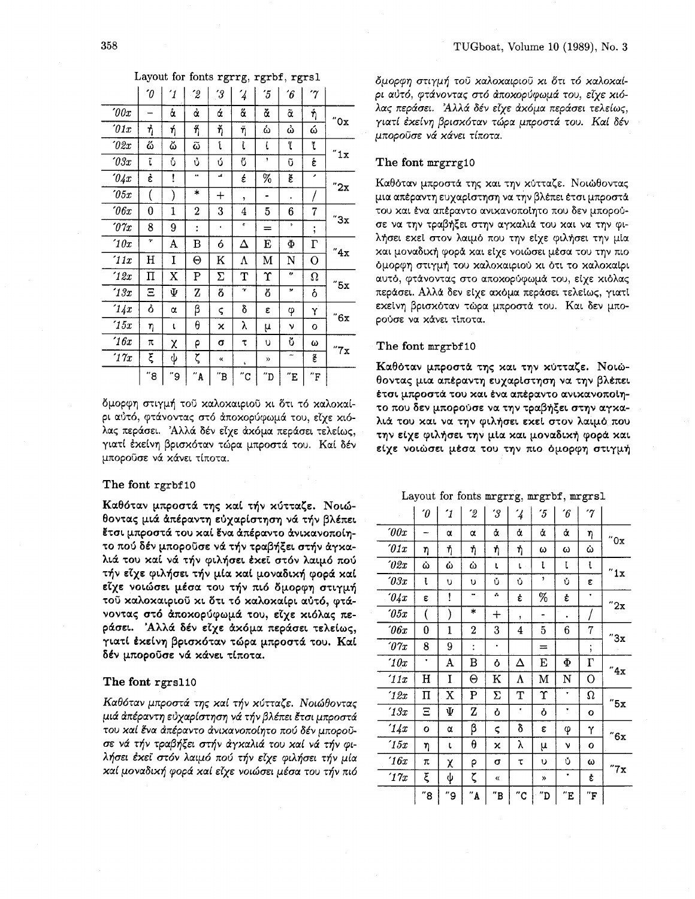Layout for fonts rgrrg, rgrbf, rgrsl

| | ´0 | ´1 | ´2 | ´3 | ´4 | ´5 | ´6 | ´7 | |
|---|---|---|---|---|---|---|---|---|---|
| ´00x | – | ᾴ | ᾲ | ᾷ | ᾄ | ᾂ | ᾆ | ῄ | ″0x |
| ´01x | ῂ | ῇ | ᾔ | ᾒ | ᾖ | ῴ | ῲ | ῷ | |
| ´02x | ᾤ | ᾢ | ᾦ | ἰ | ἱ | ἴ | ἵ | ἶ | ″1x |
| ´03x | ἷ | ὐ | ὑ | ὔ | ὕ | ’ | ὖ | ἐ | |
| ´04x | ἑ | ! | ¨ | ΅ | ἕ | % | ἔ | ´ | ″2x |
| ´05x | ( | ) | * | + | , | - | . | / | |
| ´06x | 0 | 1 | 2 | 3 | 4 | 5 | 6 | 7 | ″3x |
| ´07x | 8 | 9 | : | · | ‛ | = | ’ | ; | |
| ´10x | ΅ | Α | Β | ὁ | Δ | Ε | Φ | Γ | ″4x |
| ´11x | Η | Ι | Θ | Κ | Λ | Μ | Ν | Ο | |
| ´12x | Π | Χ | Ρ | Σ | Τ | Υ | ῟ | Ω | ″5x |
| ´13x | Ξ | Ψ | Ζ | ὅ | ῞ | ὃ | ῏ | ὄ | |
| ´14x | ὀ | α | β | ς | δ | ε | φ | γ | ″6x |
| ´15x | η | ι | θ | κ | λ | μ | ν | ο | |
| ´16x | π | χ | ρ | σ | τ | υ | ὗ | ω | ″7x |
| ´17x | ξ | ψ | ζ | « | ͵ | » | ˜ | ἓ | |
| | ″8 | ″9 | ″A | ″B | ″C | ″D | ″E | ″F | |

ὄμορφη στιγμή τοῦ καλοκαιριοῦ κι ὅτι τό καλοκαίρι αὐτό, φτάνοντας στό ἀποκορύφωμά του, εἶχε κιόλας περάσει. Ἀλλά δέν εἶχε ἀκόμα περάσει τελείως, γιατί ἐκείνη βρισκόταν τώρα μπροστά του. Καί δέν μποροῦσε νά κάνει τίποτα.

### The font rgrbf10

**Καθόταν μπροστά της καί τήν κύτταζε. Νοιώθοντας μιά ἀπέραντη εὐχαρίστηση νά τήν βλέπει ἔτσι μπροστά του καί ἕνα ἀπέραντο ἀνικανοποίητο πού δέν μποροῦσε νά τήν τραβήξει στήν ἀγκαλιά του καί νά τήν φιλήσει ἐκεῖ στόν λαιμό πού τήν εἶχε φιλήσει τήν μία καί μοναδική φορά καί εἶχε νοιώσει μέσα του τήν πιό ὄμορφη στιγμή τοῦ καλοκαιριοῦ κι ὅτι τό καλοκαίρι αὐτό, φτάνοντας στό ἀποκορύφωμά του, εἶχε κιόλας περάσει. Ἀλλά δέν εἶχε ἀκόμα περάσει τελείως, γιατί ἐκείνη βρισκόταν τώρα μπροστά του. Καί δέν μποροῦσε νά κάνει τίποτα.**

### The font rgrsl10

*Καθόταν μπροστά της καί τήν κύτταζε. Νοιώθοντας μιά ἀπέραντη εὐχαρίστηση νά τήν βλέπει ἔτσι μπροστά του καί ἕνα ἀπέραντο ἀνικανοποίητο πού δέν μποροῦσε νά τήν τραβήξει στήν ἀγκαλιά του καί νά τήν φιλήσει ἐκεῖ στόν λαιμό πού τήν εἶχε φιλήσει τήν μία καί μοναδική φορά καί εἶχε νοιώσει μέσα του τήν πιό ὄμορφη στιγμή τοῦ καλοκαιριοῦ κι ὅτι τό καλοκαίρι αὐτό, φτάνοντας στό ἀποκορύφωμά του, εἶχε κιόλας περάσει. Ἀλλά δέν εἶχε ἀκόμα περάσει τελείως, γιατί ἐκείνη βρισκόταν τώρα μπροστά του. Καί δέν μποροῦσε νά κάνει τίποτα.*

### The font mrgrrg10

Καθόταν μπροστά της και την κύτταζε. Νοιώθοντας μια απέραντη ευχαρίστηση να την βλέπει έτσι μπροστά του και ένα απέραντο ανικανοποίητο που δεν μπορούσε να την τραβήξει στην αγκαλιά του και να την φιλήσει εκεί στον λαιμό που την είχε φιλήσει την μία και μοναδική φορά και είχε νοιώσει μέσα του την πιο όμορφη στιγμή του καλοκαιριού κι ότι το καλοκαίρι αυτό, φτάνοντας στο αποκορύφωμά του, είχε κιόλας περάσει. Αλλά δεν είχε ακόμα περάσει τελείως, γιατί εκείνη βρισκόταν τώρα μπροστά του. Και δεν μπορούσε να κάνει τίποτα.

### The font mrgrbf10

**Καθόταν μπροστά της και την κύτταζε. Νοιώθοντας μια απέραντη ευχαρίστηση να την βλέπει έτσι μπροστά του και ένα απέραντο ανικανοποίητο που δεν μπορούσε να την τραβήξει στην αγκαλιά του και να την φιλήσει εκεί στον λαιμό που την είχε φιλήσει την μία και μοναδική φορά και είχε νοιώσει μέσα του την πιο όμορφη στιγμή**

Layout for fonts mrgrrg, mrgrbf, mrgrsl

| | ´0 | ´1 | ´2 | ´3 | ´4 | ´5 | ´6 | ´7 | |
|---|---|---|---|---|---|---|---|---|---|
| ´00x | – | α | α | ά | ά | ά | ά | η | ″0x |
| ´01x | η | ή | ή | ή | ή | ω | ω | ώ | |
| ´02x | ώ | ώ | ώ | ι | ι | ί | ί | ί | ″1x |
| ´03x | ί | υ | υ | ύ | ύ | ’ | ύ | ε | |
| ´04x | ε | ! | ¨ | ΅ | έ | % | έ | ΄ | ″2x |
| ´05x | ( | ) | * | + | , | - | . | / | |
| ´06x | 0 | 1 | 2 | 3 | 4 | 5 | 6 | 7 | ″3x |
| ´07x | 8 | 9 | : | · | | = | | ; | |
| ´10x | ΄ | Α | Β | ό | Δ | Ε | Φ | Γ | ″4x |
| ´11x | Η | Ι | Θ | Κ | Λ | Μ | Ν | Ο | |
| ´12x | Π | Χ | Ρ | Σ | Τ | Υ | ΄ | Ω | ″5x |
| ´13x | Ξ | Ψ | Ζ | ό | ΄ | ό | ΄ | ο | |
| ´14x | ο | α | β | ς | δ | ε | φ | γ | ″6x |
| ´15x | η | ι | θ | κ | λ | μ | ν | ο | |
| ´16x | π | χ | ρ | σ | τ | υ | ύ | ω | ″7x |
| ´17x | ξ | ψ | ζ | « | | » | ΄ | έ | |
| | ″8 | ″9 | ″A | ″B | ″C | ″D | ″E | ″F | |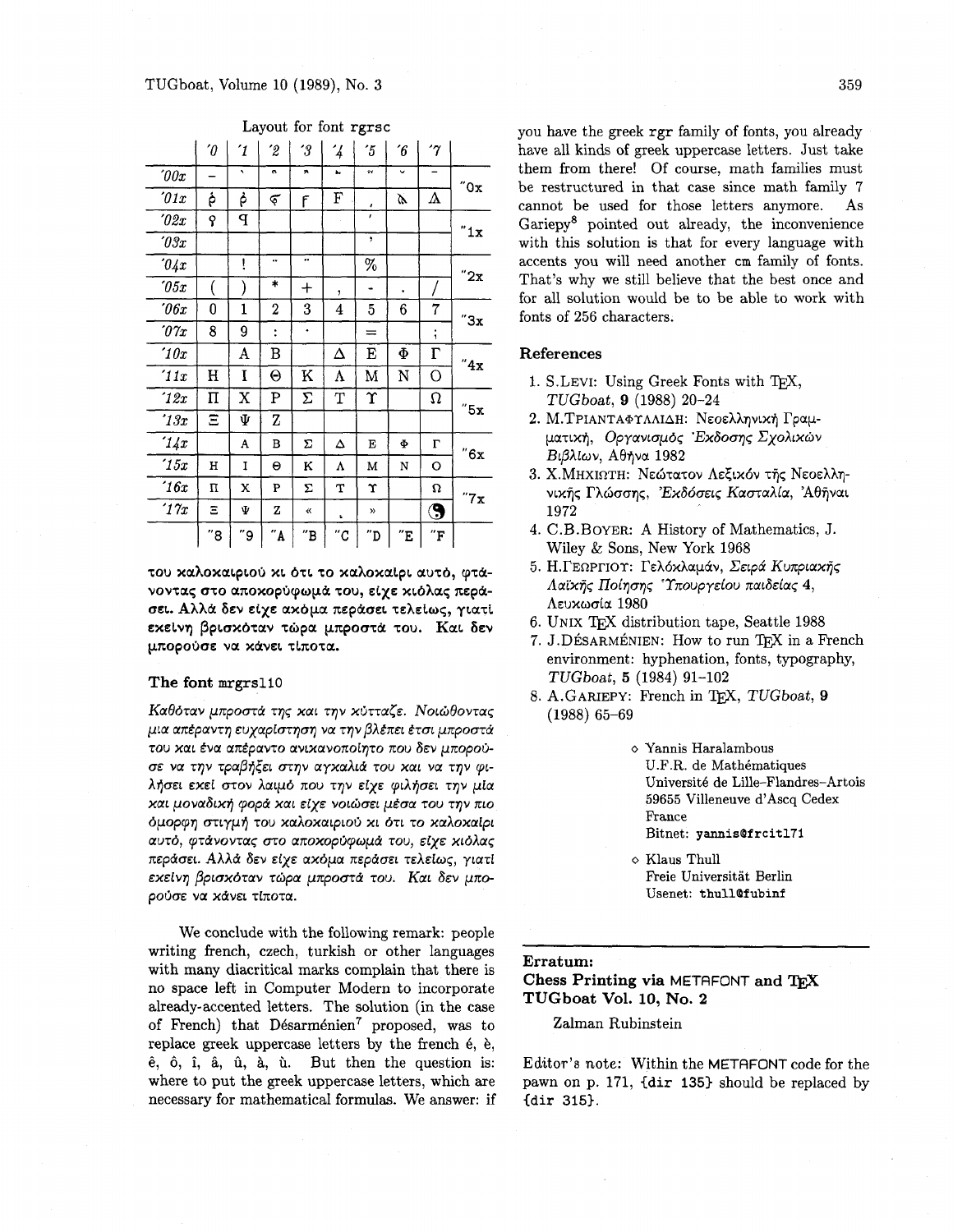Layout for font rgrsc

| | '0 | '1 | '2 | '3 | '4 | '5 | '6 | '7 | |
|---|---|---|---|---|---|---|---|---|---|
| '00x | – | ` | ^ | ˜ | ¨ | " | ˘ | ¯ | "0x |
| '01x | ῥ | ῤ | ϛ | ϝ | F | ͵ | ϡ | Ϡ | |
| '02x | ϙ | Ϟ | | | | ' | | | "1x |
| '03x | | | | | | ' | | | |
| '04x | | ! | " | " | | % | | | "2x |
| '05x | ( | ) | * | + | , | - | . | / | |
| '06x | 0 | 1 | 2 | 3 | 4 | 5 | 6 | 7 | "3x |
| '07x | 8 | 9 | : | · | | = | | ; | |
| '10x | | A | B | | Δ | E | Φ | Γ | "4x |
| '11x | H | I | Θ | K | Λ | M | N | O | |
| '12x | Π | X | P | Σ | T | Υ | | Ω | "5x |
| '13x | Ξ | Ψ | Z | | | | | | |
| '14x | | A | B | Σ | Δ | E | Φ | Γ | "6x |
| '15x | H | I | Θ | K | Λ | M | N | O | |
| '16x | Π | X | P | Σ | T | Υ | | Ω | "7x |
| '17x | Ξ | Ψ | Z | « | ͺ | » | | ☯ | |
| | "8 | "9 | "A | "B | "C | "D | "E | "F | |

**του χαλοχαιριού κι ότι το χαλοχαίρι αυτό, φτάνοντας στο αποχορύφωμά του, είχε κιόλας περάσει. Αλλά δεν είχε ακόμα περάσει τελείως, γιατί εκείνη βρισκόταν τώρα μπροστά του. Και δεν μπορούσε να χάνει τίποτα.**

### The font mrgrsl10

*Καθόταν μπροστά της και την κύτταζε. Νοιώθοντας μια απέραντη ευχαρίστηση να την βλέπει έτσι μπροστά του και ένα απέραντο ανικανοποίητο που δεν μπορούσε να την τραβήξει στην αγκαλιά του και να την φιλήσει εκεί στον λαιμό που την είχε φιλήσει την μια και μοναδική φορά και είχε νοιώσει μέσα του την πιο όμορφη στιγμή του καλοκαιριού κι ότι το καλοκαίρι αυτό, φτάνοντας στο αποκορύφωμά του, είχε κιόλας περάσει. Αλλά δεν είχε ακόμα περάσει τελείως, γιατί εκείνη βρισκόταν τώρα μπροστά του. Και δεν μπορούσε να χάνει τίποτα.*

We conclude with the following remark: people writing french, czech, turkish or other languages with many diacritical marks complain that there is no space left in Computer Modern to incorporate already-accented letters. The solution (in the case of French) that Désarménien[7] proposed, was to replace greek uppercase letters by the french é, è, ê, ô, î, â, û, à, ù. But then the question is: where to put the greek uppercase letters, which are necessary for mathematical formulas. We answer: if you have the greek rgr family of fonts, you already have all kinds of greek uppercase letters. Just take them from there! Of course, math families must be restructured in that case since math family 7 cannot be used for those letters anymore. As Gariepy[8] pointed out already, the inconvenience with this solution is that for every language with accents you will need another cm family of fonts. That's why we still believe that the best once and for all solution would be to be able to work with fonts of 256 characters.

### References

1. S.Levi: Using Greek Fonts with TEX, *TUGboat*, **9** (1988) 20–24
2. M.Τριανταφυλλιδη: Νεοελληνική Γραμματική, *Οργανισμός Έκδοσης Σχολικών Βιβλίων*, Αθήνα 1982
3. Χ.Μηχιωτη: Νεώτατον Λεξικόν της Νεοελληνικής Γλώσσης, *Έκδόσεις Κασταλία*, Ἀθῆναι 1972
4. C.B.Boyer: A History of Mathematics, J. Wiley & Sons, New York 1968
5. Η.Γεωργιου: Γελόχλαμάν, *Σειρά Κυπριακής Λαϊκής Ποίησης 'Υπουργείου παιδείας* **4**, Λευκωσία 1980
6. Unix TEX distribution tape, Seattle 1988
7. J.Désarménien: How to run TEX in a French environment: hyphenation, fonts, typography, *TUGboat*, **5** (1984) 91–102
8. A.Gariepy: French in TEX, *TUGboat*, **9** (1988) 65–69

◇ Yannis Haralambous
U.F.R. de Mathématiques
Université de Lille-Flandres-Artois
59655 Villeneuve d'Ascq Cedex
France
Bitnet: yannis@frcitl71

◇ Klaus Thull
Freie Universität Berlin
Usenet: thull@fubinf

---

## Erratum: Chess Printing via METAFONT and TEX TUGboat Vol. 10, No. 2

Zalman Rubinstein

Editor's note: Within the METAFONT code for the pawn on p. 171, {dir 135} should be replaced by {dir 315}.